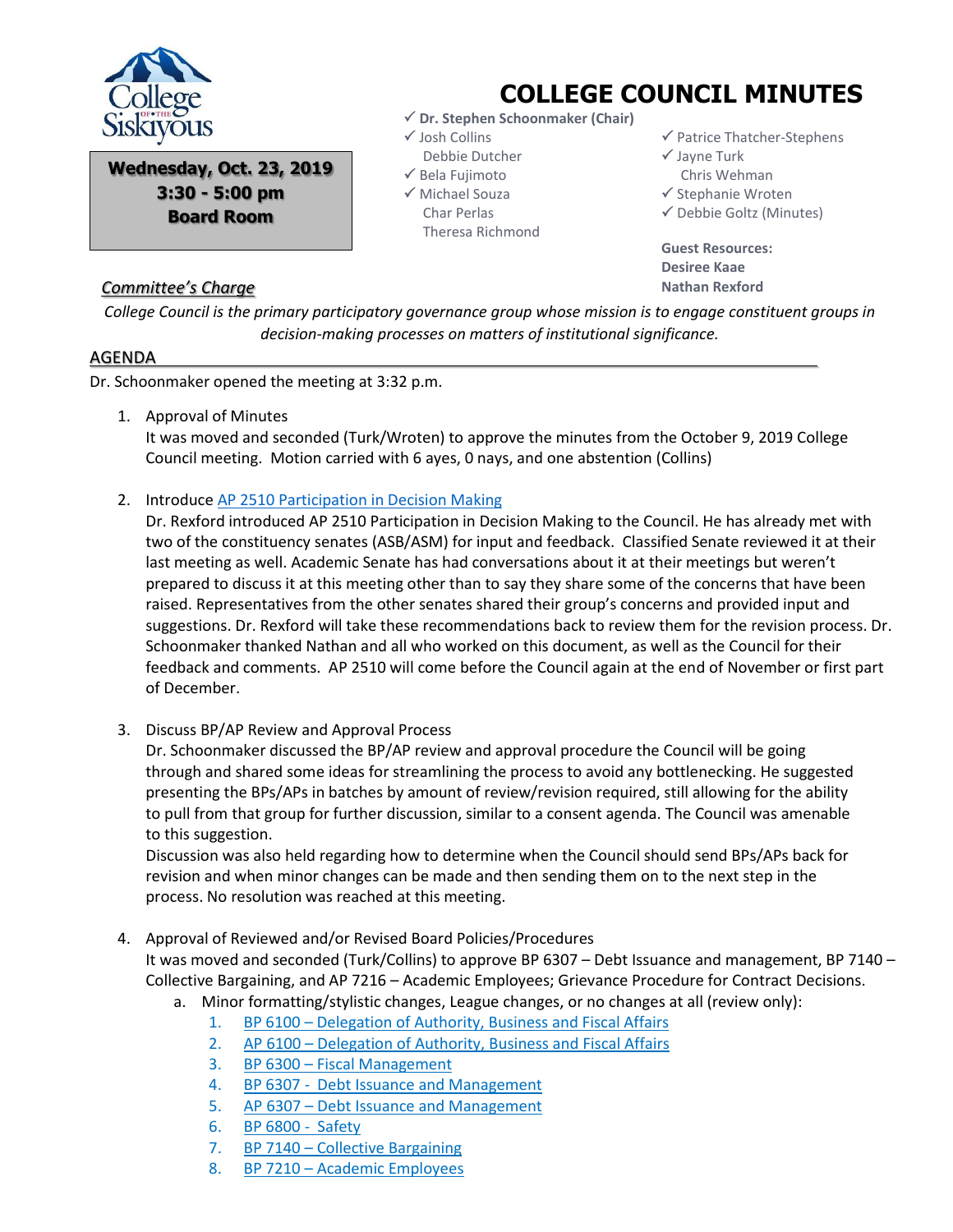# COLLEGE COUNCIL MINUTES

**Wednesday, Oct. 23, 2019**
**3:30 - 5:00 pm**
**Board Room**

- ✓ **Dr. Stephen Schoonmaker (Chair)**
- ✓ Josh Collins
- Debbie Dutcher
- ✓ Bela Fujimoto
- ✓ Michael Souza
- Char Perlas
- Theresa Richmond
- ✓ Patrice Thatcher-Stephens
- ✓ Jayne Turk
- Chris Wehman
- ✓ Stephanie Wroten
- ✓ Debbie Goltz (Minutes)

**Guest Resources:**
**Desiree Kaae**
**Nathan Rexford**

## *Committee's Charge*

*College Council is the primary participatory governance group whose mission is to engage constituent groups in decision-making processes on matters of institutional significance.*

## AGENDA

Dr. Schoonmaker opened the meeting at 3:32 p.m.

1. Approval of Minutes
   It was moved and seconded (Turk/Wroten) to approve the minutes from the October 9, 2019 College Council meeting. Motion carried with 6 ayes, 0 nays, and one abstention (Collins)

2. Introduce AP 2510 Participation in Decision Making
   Dr. Rexford introduced AP 2510 Participation in Decision Making to the Council. He has already met with two of the constituency senates (ASB/ASM) for input and feedback. Classified Senate reviewed it at their last meeting as well. Academic Senate has had conversations about it at their meetings but weren't prepared to discuss it at this meeting other than to say they share some of the concerns that have been raised. Representatives from the other senates shared their group's concerns and provided input and suggestions. Dr. Rexford will take these recommendations back to review them for the revision process. Dr. Schoonmaker thanked Nathan and all who worked on this document, as well as the Council for their feedback and comments. AP 2510 will come before the Council again at the end of November or first part of December.

3. Discuss BP/AP Review and Approval Process
   Dr. Schoonmaker discussed the BP/AP review and approval procedure the Council will be going through and shared some ideas for streamlining the process to avoid any bottlenecking. He suggested presenting the BPs/APs in batches by amount of review/revision required, still allowing for the ability to pull from that group for further discussion, similar to a consent agenda. The Council was amenable to this suggestion.
   Discussion was also held regarding how to determine when the Council should send BPs/APs back for revision and when minor changes can be made and then sending them on to the next step in the process. No resolution was reached at this meeting.

4. Approval of Reviewed and/or Revised Board Policies/Procedures
   It was moved and seconded (Turk/Collins) to approve BP 6307 – Debt Issuance and management, BP 7140 – Collective Bargaining, and AP 7216 – Academic Employees; Grievance Procedure for Contract Decisions.
   a. Minor formatting/stylistic changes, League changes, or no changes at all (review only):
      1. BP 6100 – Delegation of Authority, Business and Fiscal Affairs
      2. AP 6100 – Delegation of Authority, Business and Fiscal Affairs
      3. BP 6300 – Fiscal Management
      4. BP 6307 - Debt Issuance and Management
      5. AP 6307 – Debt Issuance and Management
      6. BP 6800 - Safety
      7. BP 7140 – Collective Bargaining
      8. BP 7210 – Academic Employees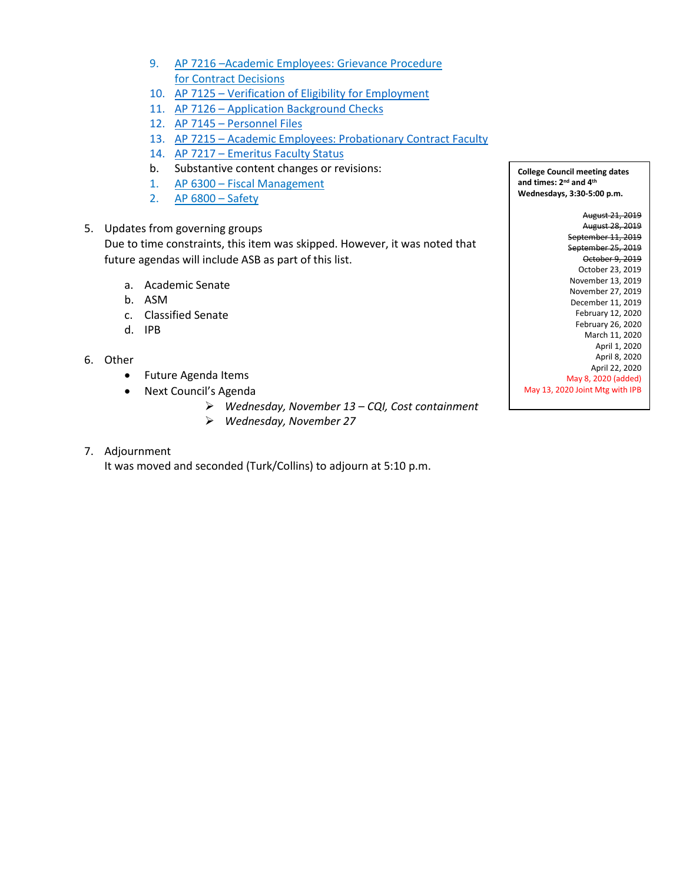9. AP 7216 –Academic Employees: Grievance Procedure for Contract Decisions
10. AP 7125 – Verification of Eligibility for Employment
11. AP 7126 – Application Background Checks
12. AP 7145 – Personnel Files
13. AP 7215 – Academic Employees: Probationary Contract Faculty
14. AP 7217 – Emeritus Faculty Status

b. Substantive content changes or revisions:

1. AP 6300 – Fiscal Management
2. AP 6800 – Safety

5. Updates from governing groups
   Due to time constraints, this item was skipped. However, it was noted that future agendas will include ASB as part of this list.

   a. Academic Senate
   b. ASM
   c. Classified Senate
   d. IPB

6. Other
   - Future Agenda Items
   - Next Council's Agenda
     - *Wednesday, November 13 – CQI, Cost containment*
     - *Wednesday, November 27*

7. Adjournment
   It was moved and seconded (Turk/Collins) to adjourn at 5:10 p.m.

**College Council meeting dates and times: 2nd and 4th Wednesdays, 3:30-5:00 p.m.**

~~August 21, 2019~~
~~August 28, 2019~~
~~September 11, 2019~~
~~September 25, 2019~~
~~October 9, 2019~~
October 23, 2019
November 13, 2019
November 27, 2019
December 11, 2019
February 12, 2020
February 26, 2020
March 11, 2020
April 1, 2020
April 8, 2020
April 22, 2020
May 8, 2020 (added)
May 13, 2020 Joint Mtg with IPB